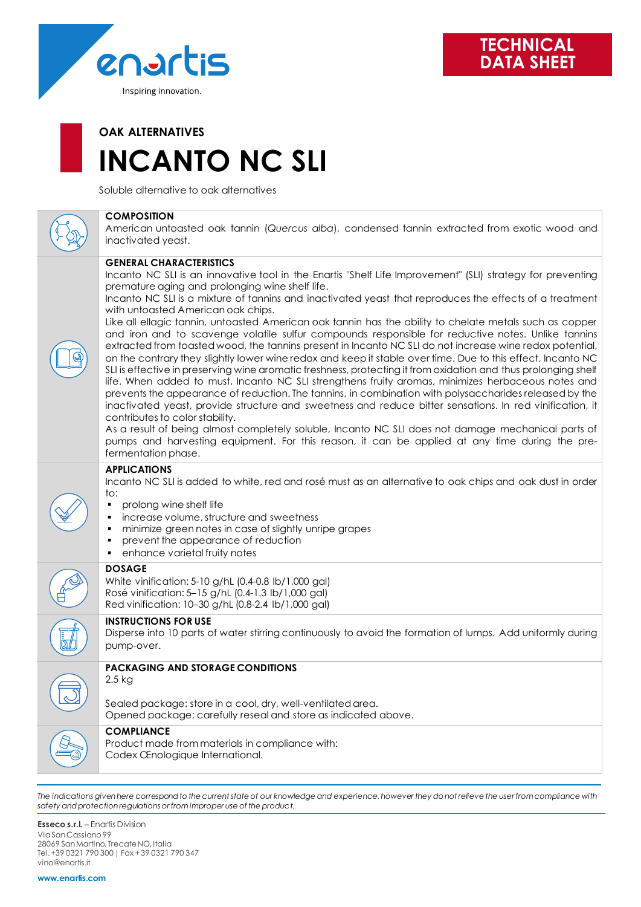enartis
Inspiring innovation.

TECHNICAL DATA SHEET

## OAK ALTERNATIVES

# INCANTO NC SLI

Soluble alternative to oak alternatives

### COMPOSITION

American untoasted oak tannin (*Quercus alba*), condensed tannin extracted from exotic wood and inactivated yeast.

### GENERAL CHARACTERISTICS

Incanto NC SLI is an innovative tool in the Enartis "Shelf Life Improvement" (SLI) strategy for preventing premature aging and prolonging wine shelf life.

Incanto NC SLI is a mixture of tannins and inactivated yeast that reproduces the effects of a treatment with untoasted American oak chips.

Like all ellagic tannin, untoasted American oak tannin has the ability to chelate metals such as copper and iron and to scavenge volatile sulfur compounds responsible for reductive notes. Unlike tannins extracted from toasted wood, the tannins present in Incanto NC SLI do not increase wine redox potential, on the contrary they slightly lower wine redox and keep it stable over time. Due to this effect, Incanto NC SLI is effective in preserving wine aromatic freshness, protecting it from oxidation and thus prolonging shelf life. When added to must, Incanto NC SLI strengthens fruity aromas, minimizes herbaceous notes and prevents the appearance of reduction. The tannins, in combination with polysaccharides released by the inactivated yeast, provide structure and sweetness and reduce bitter sensations. In red vinification, it contributes to color stability.

As a result of being almost completely soluble, Incanto NC SLI does not damage mechanical parts of pumps and harvesting equipment. For this reason, it can be applied at any time during the pre-fermentation phase.

### APPLICATIONS

Incanto NC SLI is added to white, red and rosé must as an alternative to oak chips and oak dust in order to:

- prolong wine shelf life
- increase volume, structure and sweetness
- minimize green notes in case of slightly unripe grapes
- prevent the appearance of reduction
- enhance varietal fruity notes

### DOSAGE

White vinification: 5-10 g/hL (0.4-0.8 lb/1,000 gal)
Rosé vinification: 5–15 g/hL (0.4-1.3 lb/1,000 gal)
Red vinification: 10–30 g/hL (0.8-2.4 lb/1,000 gal)

### INSTRUCTIONS FOR USE

Disperse into 10 parts of water stirring continuously to avoid the formation of lumps. Add uniformly during pump-over.

### PACKAGING AND STORAGE CONDITIONS

2.5 kg

Sealed package: store in a cool, dry, well-ventilated area.
Opened package: carefully reseal and store as indicated above.

### COMPLIANCE

Product made from materials in compliance with:
Codex Œnologique International.

*The indications given here correspond to the current state of our knowledge and experience, however they do not relieve the user from compliance with safety and protection regulations or from improper use of the product.*

**Esseco s.r.l.** – Enartis Division
Via San Cassiano 99
28069 San Martino, Trecate NO, Italia
Tel. +39 0321 790 300 | Fax +39 0321 790 347
vino@enartis.it

**www.enartis.com**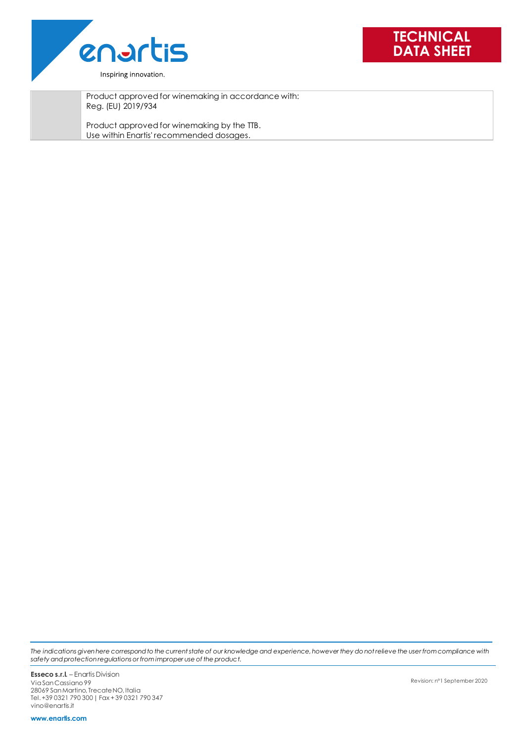| | |
|---|---|
| | Product approved for winemaking in accordance with:<br>Reg. (EU) 2019/934<br><br>Product approved for winemaking by the TTB.<br>Use within Enartis' recommended dosages. |

*The indications given here correspond to the current state of our knowledge and experience, however they do not relieve the user from compliance with safety and protection regulations or from improper use of the product.*

**Esseco s.r.l.** – Enartis Division
Via San Cassiano 99
28069 San Martino, Trecate NO, Italia
Tel. +39 0321 790 300 | Fax + 39 0321 790 347
vino@enartis.it

**www.enartis.com**

Revision: n°1 September 2020